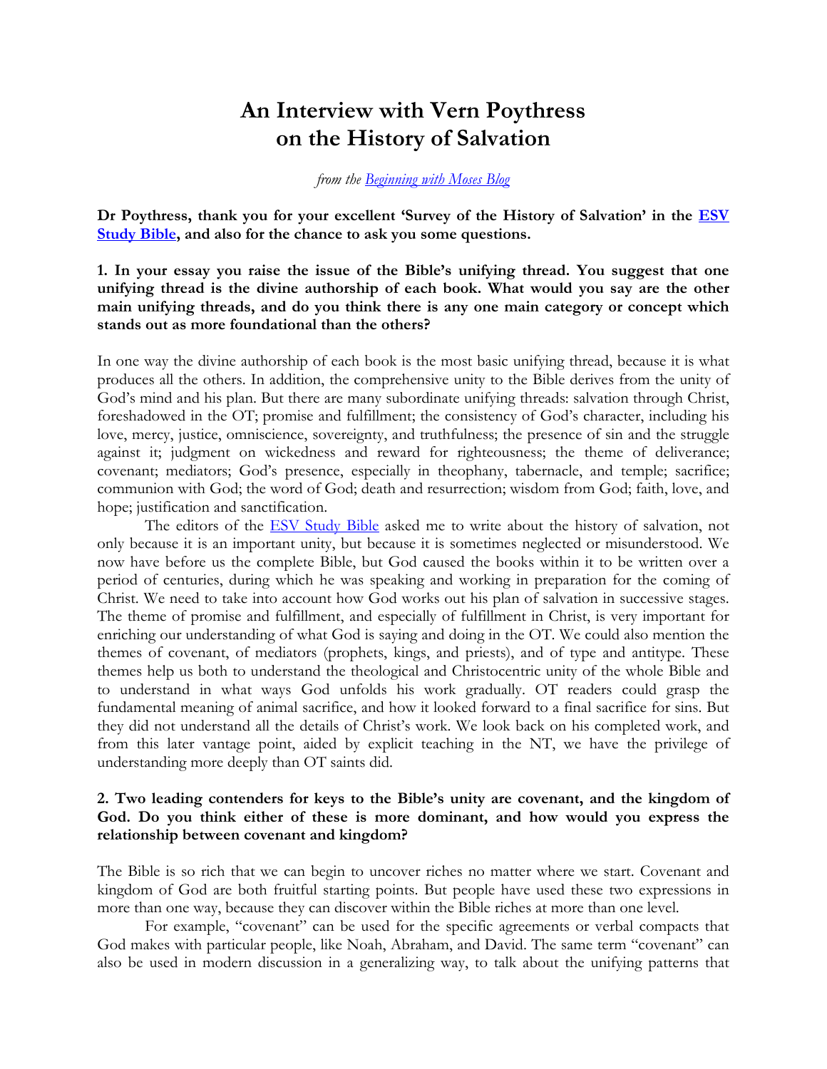# An Interview with Vern Poythress on the History of Salvation

*from the Beginning with Moses Blog*

**Dr Poythress, thank you for your excellent 'Survey of the History of Salvation' in the ESV Study Bible, and also for the chance to ask you some questions.**

**1. In your essay you raise the issue of the Bible's unifying thread. You suggest that one unifying thread is the divine authorship of each book. What would you say are the other main unifying threads, and do you think there is any one main category or concept which stands out as more foundational than the others?**

In one way the divine authorship of each book is the most basic unifying thread, because it is what produces all the others. In addition, the comprehensive unity to the Bible derives from the unity of God's mind and his plan. But there are many subordinate unifying threads: salvation through Christ, foreshadowed in the OT; promise and fulfillment; the consistency of God's character, including his love, mercy, justice, omniscience, sovereignty, and truthfulness; the presence of sin and the struggle against it; judgment on wickedness and reward for righteousness; the theme of deliverance; covenant; mediators; God's presence, especially in theophany, tabernacle, and temple; sacrifice; communion with God; the word of God; death and resurrection; wisdom from God; faith, love, and hope; justification and sanctification.

The editors of the ESV Study Bible asked me to write about the history of salvation, not only because it is an important unity, but because it is sometimes neglected or misunderstood. We now have before us the complete Bible, but God caused the books within it to be written over a period of centuries, during which he was speaking and working in preparation for the coming of Christ. We need to take into account how God works out his plan of salvation in successive stages. The theme of promise and fulfillment, and especially of fulfillment in Christ, is very important for enriching our understanding of what God is saying and doing in the OT. We could also mention the themes of covenant, of mediators (prophets, kings, and priests), and of type and antitype. These themes help us both to understand the theological and Christocentric unity of the whole Bible and to understand in what ways God unfolds his work gradually. OT readers could grasp the fundamental meaning of animal sacrifice, and how it looked forward to a final sacrifice for sins. But they did not understand all the details of Christ's work. We look back on his completed work, and from this later vantage point, aided by explicit teaching in the NT, we have the privilege of understanding more deeply than OT saints did.

**2. Two leading contenders for keys to the Bible's unity are covenant, and the kingdom of God. Do you think either of these is more dominant, and how would you express the relationship between covenant and kingdom?**

The Bible is so rich that we can begin to uncover riches no matter where we start. Covenant and kingdom of God are both fruitful starting points. But people have used these two expressions in more than one way, because they can discover within the Bible riches at more than one level.

For example, "covenant" can be used for the specific agreements or verbal compacts that God makes with particular people, like Noah, Abraham, and David. The same term "covenant" can also be used in modern discussion in a generalizing way, to talk about the unifying patterns that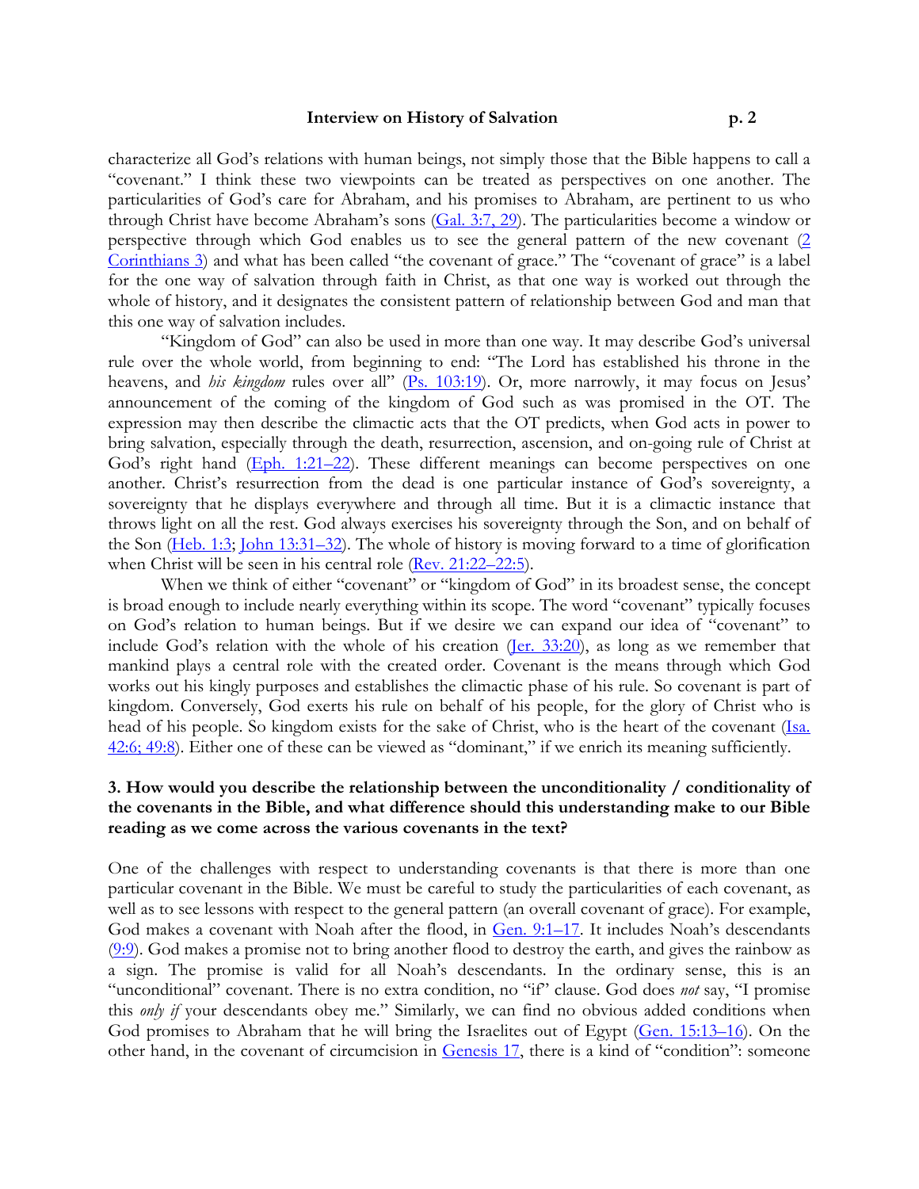characterize all God's relations with human beings, not simply those that the Bible happens to call a "covenant." I think these two viewpoints can be treated as perspectives on one another. The particularities of God's care for Abraham, and his promises to Abraham, are pertinent to us who through Christ have become Abraham's sons (Gal. 3:7, 29). The particularities become a window or perspective through which God enables us to see the general pattern of the new covenant (2 Corinthians 3) and what has been called "the covenant of grace." The "covenant of grace" is a label for the one way of salvation through faith in Christ, as that one way is worked out through the whole of history, and it designates the consistent pattern of relationship between God and man that this one way of salvation includes.

"Kingdom of God" can also be used in more than one way. It may describe God's universal rule over the whole world, from beginning to end: "The Lord has established his throne in the heavens, and *his kingdom* rules over all" (Ps. 103:19). Or, more narrowly, it may focus on Jesus' announcement of the coming of the kingdom of God such as was promised in the OT. The expression may then describe the climactic acts that the OT predicts, when God acts in power to bring salvation, especially through the death, resurrection, ascension, and on-going rule of Christ at God's right hand (Eph. 1:21–22). These different meanings can become perspectives on one another. Christ's resurrection from the dead is one particular instance of God's sovereignty, a sovereignty that he displays everywhere and through all time. But it is a climactic instance that throws light on all the rest. God always exercises his sovereignty through the Son, and on behalf of the Son (Heb. 1:3; John 13:31–32). The whole of history is moving forward to a time of glorification when Christ will be seen in his central role (Rev. 21:22–22:5).

When we think of either "covenant" or "kingdom of God" in its broadest sense, the concept is broad enough to include nearly everything within its scope. The word "covenant" typically focuses on God's relation to human beings. But if we desire we can expand our idea of "covenant" to include God's relation with the whole of his creation (Jer. 33:20), as long as we remember that mankind plays a central role with the created order. Covenant is the means through which God works out his kingly purposes and establishes the climactic phase of his rule. So covenant is part of kingdom. Conversely, God exerts his rule on behalf of his people, for the glory of Christ who is head of his people. So kingdom exists for the sake of Christ, who is the heart of the covenant (Isa. 42:6; 49:8). Either one of these can be viewed as "dominant," if we enrich its meaning sufficiently.

### 3. How would you describe the relationship between the unconditionality / conditionality of the covenants in the Bible, and what difference should this understanding make to our Bible reading as we come across the various covenants in the text?

One of the challenges with respect to understanding covenants is that there is more than one particular covenant in the Bible. We must be careful to study the particularities of each covenant, as well as to see lessons with respect to the general pattern (an overall covenant of grace). For example, God makes a covenant with Noah after the flood, in Gen. 9:1–17. It includes Noah's descendants (9:9). God makes a promise not to bring another flood to destroy the earth, and gives the rainbow as a sign. The promise is valid for all Noah's descendants. In the ordinary sense, this is an "unconditional" covenant. There is no extra condition, no "if" clause. God does *not* say, "I promise this *only if* your descendants obey me." Similarly, we can find no obvious added conditions when God promises to Abraham that he will bring the Israelites out of Egypt (Gen. 15:13–16). On the other hand, in the covenant of circumcision in Genesis 17, there is a kind of "condition": someone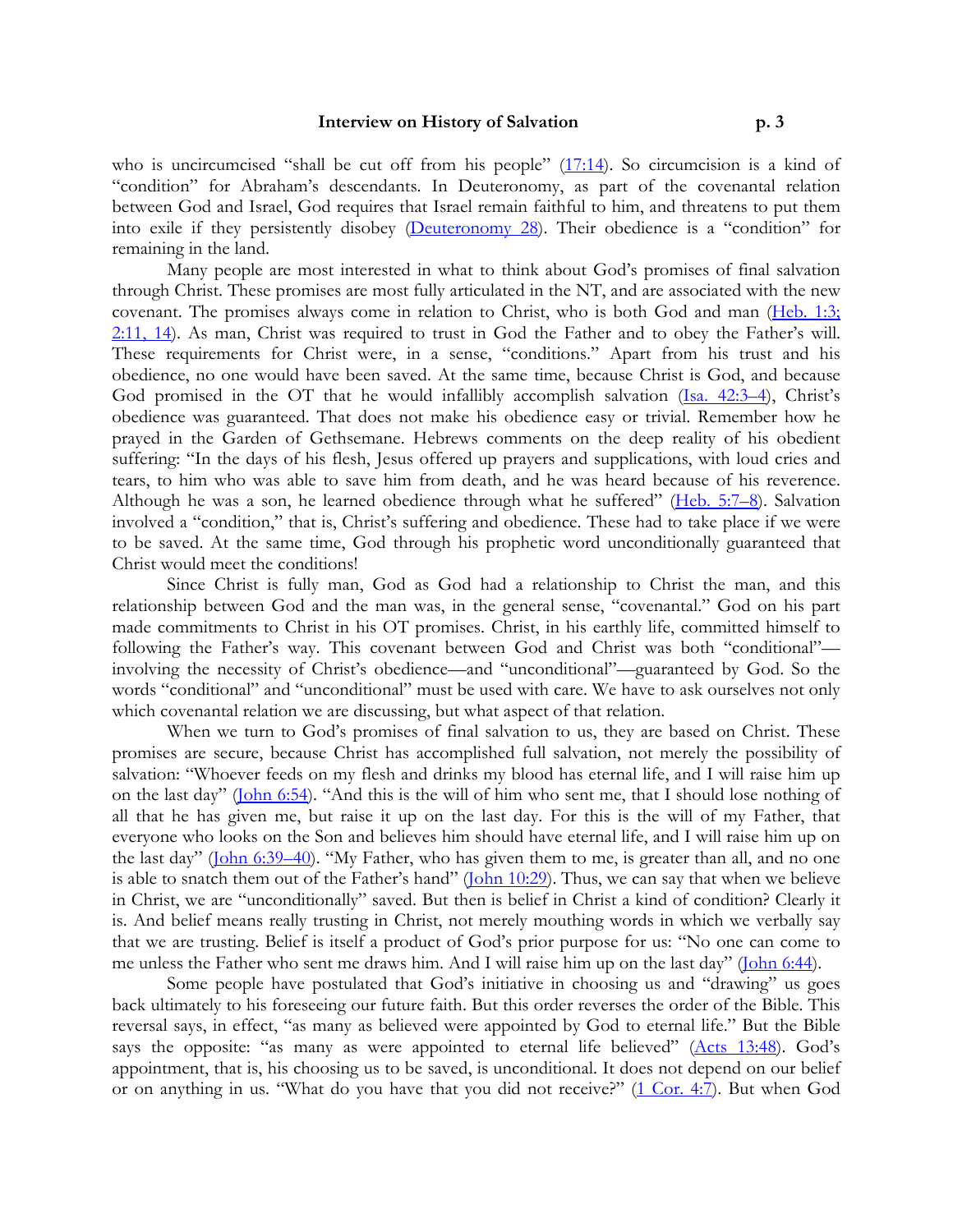who is uncircumcised "shall be cut off from his people" (17:14). So circumcision is a kind of "condition" for Abraham's descendants. In Deuteronomy, as part of the covenantal relation between God and Israel, God requires that Israel remain faithful to him, and threatens to put them into exile if they persistently disobey (Deuteronomy 28). Their obedience is a "condition" for remaining in the land.

Many people are most interested in what to think about God's promises of final salvation through Christ. These promises are most fully articulated in the NT, and are associated with the new covenant. The promises always come in relation to Christ, who is both God and man (Heb. 1:3; 2:11, 14). As man, Christ was required to trust in God the Father and to obey the Father's will. These requirements for Christ were, in a sense, "conditions." Apart from his trust and his obedience, no one would have been saved. At the same time, because Christ is God, and because God promised in the OT that he would infallibly accomplish salvation (Isa. 42:3–4), Christ's obedience was guaranteed. That does not make his obedience easy or trivial. Remember how he prayed in the Garden of Gethsemane. Hebrews comments on the deep reality of his obedient suffering: "In the days of his flesh, Jesus offered up prayers and supplications, with loud cries and tears, to him who was able to save him from death, and he was heard because of his reverence. Although he was a son, he learned obedience through what he suffered" (Heb. 5:7–8). Salvation involved a "condition," that is, Christ's suffering and obedience. These had to take place if we were to be saved. At the same time, God through his prophetic word unconditionally guaranteed that Christ would meet the conditions!

Since Christ is fully man, God as God had a relationship to Christ the man, and this relationship between God and the man was, in the general sense, "covenantal." God on his part made commitments to Christ in his OT promises. Christ, in his earthly life, committed himself to following the Father's way. This covenant between God and Christ was both "conditional"—involving the necessity of Christ's obedience—and "unconditional"—guaranteed by God. So the words "conditional" and "unconditional" must be used with care. We have to ask ourselves not only which covenantal relation we are discussing, but what aspect of that relation.

When we turn to God's promises of final salvation to us, they are based on Christ. These promises are secure, because Christ has accomplished full salvation, not merely the possibility of salvation: "Whoever feeds on my flesh and drinks my blood has eternal life, and I will raise him up on the last day" (John 6:54). "And this is the will of him who sent me, that I should lose nothing of all that he has given me, but raise it up on the last day. For this is the will of my Father, that everyone who looks on the Son and believes him should have eternal life, and I will raise him up on the last day" (John 6:39–40). "My Father, who has given them to me, is greater than all, and no one is able to snatch them out of the Father's hand" (John 10:29). Thus, we can say that when we believe in Christ, we are "unconditionally" saved. But then is belief in Christ a kind of condition? Clearly it is. And belief means really trusting in Christ, not merely mouthing words in which we verbally say that we are trusting. Belief is itself a product of God's prior purpose for us: "No one can come to me unless the Father who sent me draws him. And I will raise him up on the last day" (John 6:44).

Some people have postulated that God's initiative in choosing us and "drawing" us goes back ultimately to his foreseeing our future faith. But this order reverses the order of the Bible. This reversal says, in effect, "as many as believed were appointed by God to eternal life." But the Bible says the opposite: "as many as were appointed to eternal life believed" (Acts 13:48). God's appointment, that is, his choosing us to be saved, is unconditional. It does not depend on our belief or on anything in us. "What do you have that you did not receive?" (1 Cor. 4:7). But when God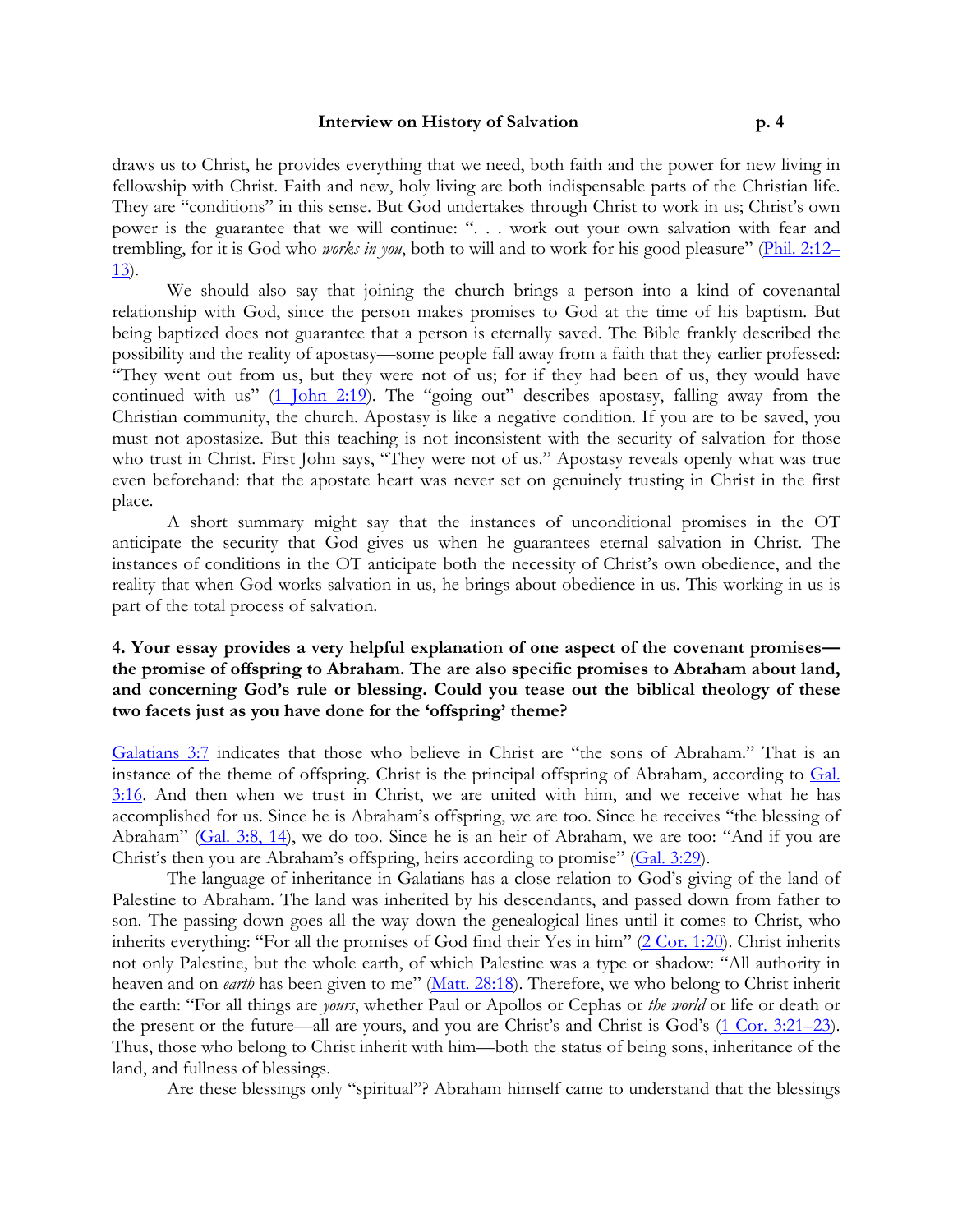draws us to Christ, he provides everything that we need, both faith and the power for new living in fellowship with Christ. Faith and new, holy living are both indispensable parts of the Christian life. They are "conditions" in this sense. But God undertakes through Christ to work in us; Christ's own power is the guarantee that we will continue: ". . . work out your own salvation with fear and trembling, for it is God who *works in you*, both to will and to work for his good pleasure" (Phil. 2:12–13).

We should also say that joining the church brings a person into a kind of covenantal relationship with God, since the person makes promises to God at the time of his baptism. But being baptized does not guarantee that a person is eternally saved. The Bible frankly described the possibility and the reality of apostasy—some people fall away from a faith that they earlier professed: "They went out from us, but they were not of us; for if they had been of us, they would have continued with us" (1 John 2:19). The "going out" describes apostasy, falling away from the Christian community, the church. Apostasy is like a negative condition. If you are to be saved, you must not apostasize. But this teaching is not inconsistent with the security of salvation for those who trust in Christ. First John says, "They were not of us." Apostasy reveals openly what was true even beforehand: that the apostate heart was never set on genuinely trusting in Christ in the first place.

A short summary might say that the instances of unconditional promises in the OT anticipate the security that God gives us when he guarantees eternal salvation in Christ. The instances of conditions in the OT anticipate both the necessity of Christ's own obedience, and the reality that when God works salvation in us, he brings about obedience in us. This working in us is part of the total process of salvation.

**4. Your essay provides a very helpful explanation of one aspect of the covenant promises—the promise of offspring to Abraham. The are also specific promises to Abraham about land, and concerning God's rule or blessing. Could you tease out the biblical theology of these two facets just as you have done for the 'offspring' theme?**

Galatians 3:7 indicates that those who believe in Christ are "the sons of Abraham." That is an instance of the theme of offspring. Christ is the principal offspring of Abraham, according to Gal. 3:16. And then when we trust in Christ, we are united with him, and we receive what he has accomplished for us. Since he is Abraham's offspring, we are too. Since he receives "the blessing of Abraham" (Gal. 3:8, 14), we do too. Since he is an heir of Abraham, we are too: "And if you are Christ's then you are Abraham's offspring, heirs according to promise" (Gal. 3:29).

The language of inheritance in Galatians has a close relation to God's giving of the land of Palestine to Abraham. The land was inherited by his descendants, and passed down from father to son. The passing down goes all the way down the genealogical lines until it comes to Christ, who inherits everything: "For all the promises of God find their Yes in him" (2 Cor. 1:20). Christ inherits not only Palestine, but the whole earth, of which Palestine was a type or shadow: "All authority in heaven and on *earth* has been given to me" (Matt. 28:18). Therefore, we who belong to Christ inherit the earth: "For all things are *yours*, whether Paul or Apollos or Cephas or *the world* or life or death or the present or the future—all are yours, and you are Christ's and Christ is God's (1 Cor. 3:21–23). Thus, those who belong to Christ inherit with him—both the status of being sons, inheritance of the land, and fullness of blessings.

Are these blessings only "spiritual"? Abraham himself came to understand that the blessings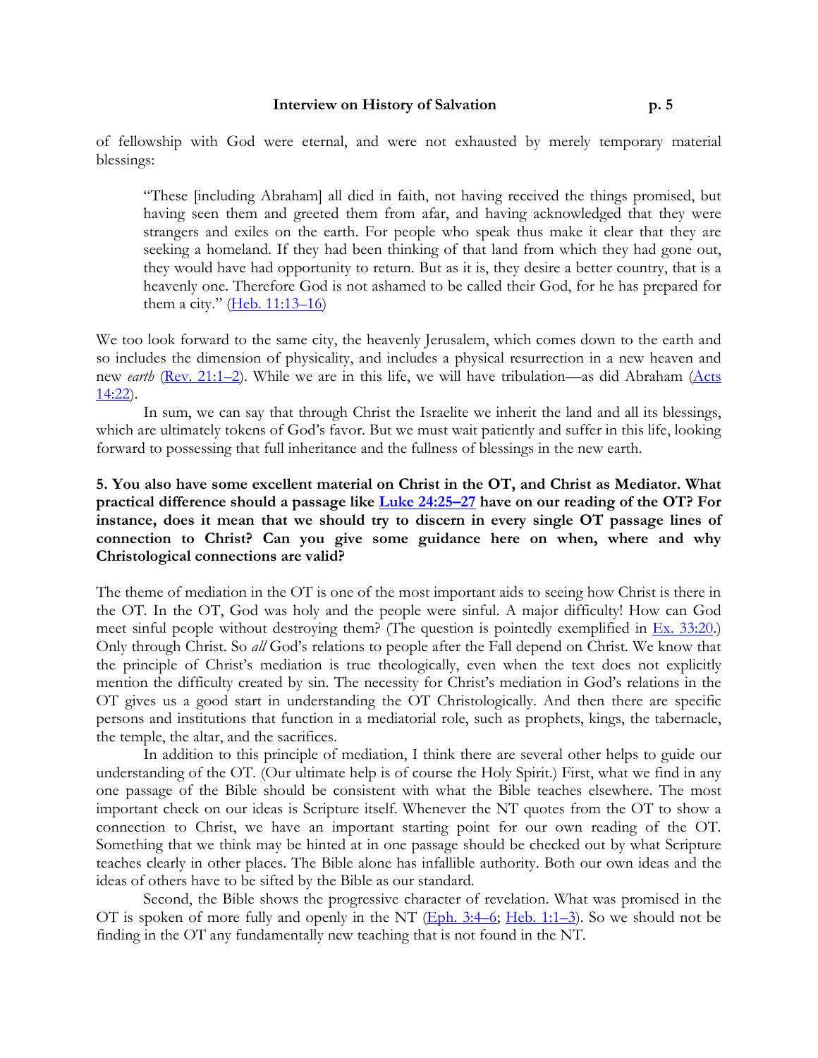of fellowship with God were eternal, and were not exhausted by merely temporary material blessings:

> "These [including Abraham] all died in faith, not having received the things promised, but having seen them and greeted them from afar, and having acknowledged that they were strangers and exiles on the earth. For people who speak thus make it clear that they are seeking a homeland. If they had been thinking of that land from which they had gone out, they would have had opportunity to return. But as it is, they desire a better country, that is a heavenly one. Therefore God is not ashamed to be called their God, for he has prepared for them a city." (Heb. 11:13–16)

We too look forward to the same city, the heavenly Jerusalem, which comes down to the earth and so includes the dimension of physicality, and includes a physical resurrection in a new heaven and new *earth* (Rev. 21:1–2). While we are in this life, we will have tribulation—as did Abraham (Acts 14:22).

In sum, we can say that through Christ the Israelite we inherit the land and all its blessings, which are ultimately tokens of God's favor. But we must wait patiently and suffer in this life, looking forward to possessing that full inheritance and the fullness of blessings in the new earth.

**5. You also have some excellent material on Christ in the OT, and Christ as Mediator. What practical difference should a passage like Luke 24:25–27 have on our reading of the OT? For instance, does it mean that we should try to discern in every single OT passage lines of connection to Christ? Can you give some guidance here on when, where and why Christological connections are valid?**

The theme of mediation in the OT is one of the most important aids to seeing how Christ is there in the OT. In the OT, God was holy and the people were sinful. A major difficulty! How can God meet sinful people without destroying them? (The question is pointedly exemplified in Ex. 33:20.) Only through Christ. So *all* God's relations to people after the Fall depend on Christ. We know that the principle of Christ's mediation is true theologically, even when the text does not explicitly mention the difficulty created by sin. The necessity for Christ's mediation in God's relations in the OT gives us a good start in understanding the OT Christologically. And then there are specific persons and institutions that function in a mediatorial role, such as prophets, kings, the tabernacle, the temple, the altar, and the sacrifices.

In addition to this principle of mediation, I think there are several other helps to guide our understanding of the OT. (Our ultimate help is of course the Holy Spirit.) First, what we find in any one passage of the Bible should be consistent with what the Bible teaches elsewhere. The most important check on our ideas is Scripture itself. Whenever the NT quotes from the OT to show a connection to Christ, we have an important starting point for our own reading of the OT. Something that we think may be hinted at in one passage should be checked out by what Scripture teaches clearly in other places. The Bible alone has infallible authority. Both our own ideas and the ideas of others have to be sifted by the Bible as our standard.

Second, the Bible shows the progressive character of revelation. What was promised in the OT is spoken of more fully and openly in the NT (Eph. 3:4–6; Heb. 1:1–3). So we should not be finding in the OT any fundamentally new teaching that is not found in the NT.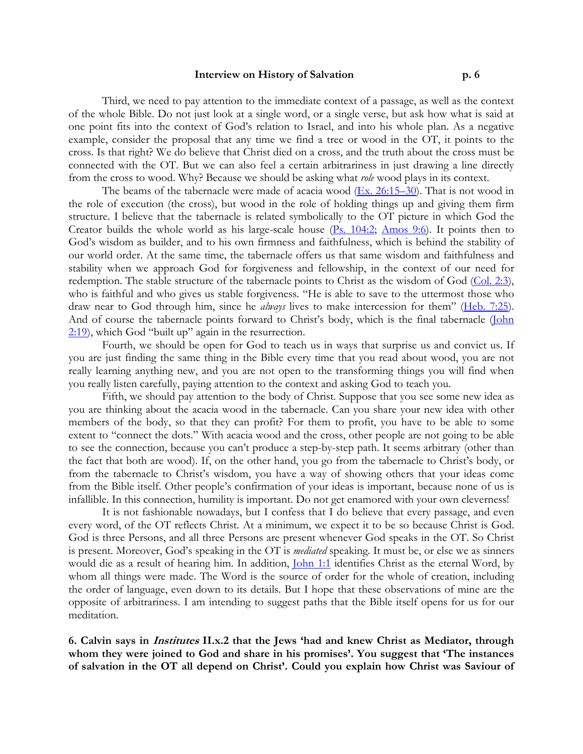Third, we need to pay attention to the immediate context of a passage, as well as the context of the whole Bible. Do not just look at a single word, or a single verse, but ask how what is said at one point fits into the context of God's relation to Israel, and into his whole plan. As a negative example, consider the proposal that any time we find a tree or wood in the OT, it points to the cross. Is that right? We do believe that Christ died on a cross, and the truth about the cross must be connected with the OT. But we can also feel a certain arbitrariness in just drawing a line directly from the cross to wood. Why? Because we should be asking what *role* wood plays in its context.

The beams of the tabernacle were made of acacia wood (Ex. 26:15–30). That is not wood in the role of execution (the cross), but wood in the role of holding things up and giving them firm structure. I believe that the tabernacle is related symbolically to the OT picture in which God the Creator builds the whole world as his large-scale house (Ps. 104:2; Amos 9:6). It points then to God's wisdom as builder, and to his own firmness and faithfulness, which is behind the stability of our world order. At the same time, the tabernacle offers us that same wisdom and faithfulness and stability when we approach God for forgiveness and fellowship, in the context of our need for redemption. The stable structure of the tabernacle points to Christ as the wisdom of God (Col. 2:3), who is faithful and who gives us stable forgiveness. "He is able to save to the uttermost those who draw near to God through him, since he *always* lives to make intercession for them" (Heb. 7:25). And of course the tabernacle points forward to Christ's body, which is the final tabernacle (John 2:19), which God "built up" again in the resurrection.

Fourth, we should be open for God to teach us in ways that surprise us and convict us. If you are just finding the same thing in the Bible every time that you read about wood, you are not really learning anything new, and you are not open to the transforming things you will find when you really listen carefully, paying attention to the context and asking God to teach you.

Fifth, we should pay attention to the body of Christ. Suppose that you see some new idea as you are thinking about the acacia wood in the tabernacle. Can you share your new idea with other members of the body, so that they can profit? For them to profit, you have to be able to some extent to "connect the dots." With acacia wood and the cross, other people are not going to be able to see the connection, because you can't produce a step-by-step path. It seems arbitrary (other than the fact that both are wood). If, on the other hand, you go from the tabernacle to Christ's body, or from the tabernacle to Christ's wisdom, you have a way of showing others that your ideas come from the Bible itself. Other people's confirmation of your ideas is important, because none of us is infallible. In this connection, humility is important. Do not get enamored with your own cleverness!

It is not fashionable nowadays, but I confess that I do believe that every passage, and even every word, of the OT reflects Christ. At a minimum, we expect it to be so because Christ is God. God is three Persons, and all three Persons are present whenever God speaks in the OT. So Christ is present. Moreover, God's speaking in the OT is *mediated* speaking. It must be, or else we as sinners would die as a result of hearing him. In addition, John 1:1 identifies Christ as the eternal Word, by whom all things were made. The Word is the source of order for the whole of creation, including the order of language, even down to its details. But I hope that these observations of mine are the opposite of arbitrariness. I am intending to suggest paths that the Bible itself opens for us for our meditation.

**6. Calvin says in *Institutes* II.x.2 that the Jews 'had and knew Christ as Mediator, through whom they were joined to God and share in his promises'. You suggest that 'The instances of salvation in the OT all depend on Christ'. Could you explain how Christ was Saviour of**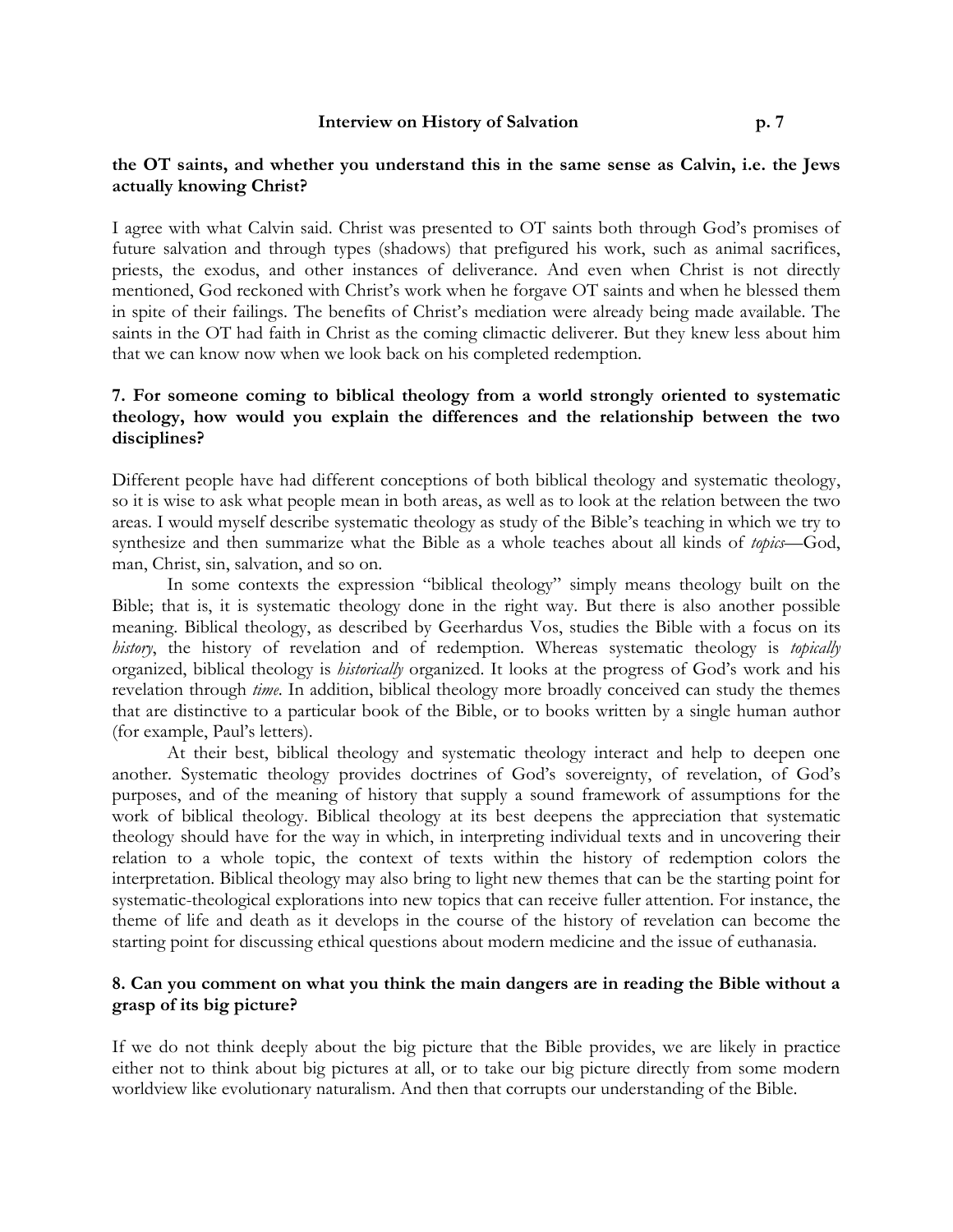**the OT saints, and whether you understand this in the same sense as Calvin, i.e. the Jews actually knowing Christ?**

I agree with what Calvin said. Christ was presented to OT saints both through God's promises of future salvation and through types (shadows) that prefigured his work, such as animal sacrifices, priests, the exodus, and other instances of deliverance. And even when Christ is not directly mentioned, God reckoned with Christ's work when he forgave OT saints and when he blessed them in spite of their failings. The benefits of Christ's mediation were already being made available. The saints in the OT had faith in Christ as the coming climactic deliverer. But they knew less about him that we can know now when we look back on his completed redemption.

**7. For someone coming to biblical theology from a world strongly oriented to systematic theology, how would you explain the differences and the relationship between the two disciplines?**

Different people have had different conceptions of both biblical theology and systematic theology, so it is wise to ask what people mean in both areas, as well as to look at the relation between the two areas. I would myself describe systematic theology as study of the Bible's teaching in which we try to synthesize and then summarize what the Bible as a whole teaches about all kinds of *topics*—God, man, Christ, sin, salvation, and so on.

In some contexts the expression "biblical theology" simply means theology built on the Bible; that is, it is systematic theology done in the right way. But there is also another possible meaning. Biblical theology, as described by Geerhardus Vos, studies the Bible with a focus on its *history*, the history of revelation and of redemption. Whereas systematic theology is *topically* organized, biblical theology is *historically* organized. It looks at the progress of God's work and his revelation through *time*. In addition, biblical theology more broadly conceived can study the themes that are distinctive to a particular book of the Bible, or to books written by a single human author (for example, Paul's letters).

At their best, biblical theology and systematic theology interact and help to deepen one another. Systematic theology provides doctrines of God's sovereignty, of revelation, of God's purposes, and of the meaning of history that supply a sound framework of assumptions for the work of biblical theology. Biblical theology at its best deepens the appreciation that systematic theology should have for the way in which, in interpreting individual texts and in uncovering their relation to a whole topic, the context of texts within the history of redemption colors the interpretation. Biblical theology may also bring to light new themes that can be the starting point for systematic-theological explorations into new topics that can receive fuller attention. For instance, the theme of life and death as it develops in the course of the history of revelation can become the starting point for discussing ethical questions about modern medicine and the issue of euthanasia.

**8. Can you comment on what you think the main dangers are in reading the Bible without a grasp of its big picture?**

If we do not think deeply about the big picture that the Bible provides, we are likely in practice either not to think about big pictures at all, or to take our big picture directly from some modern worldview like evolutionary naturalism. And then that corrupts our understanding of the Bible.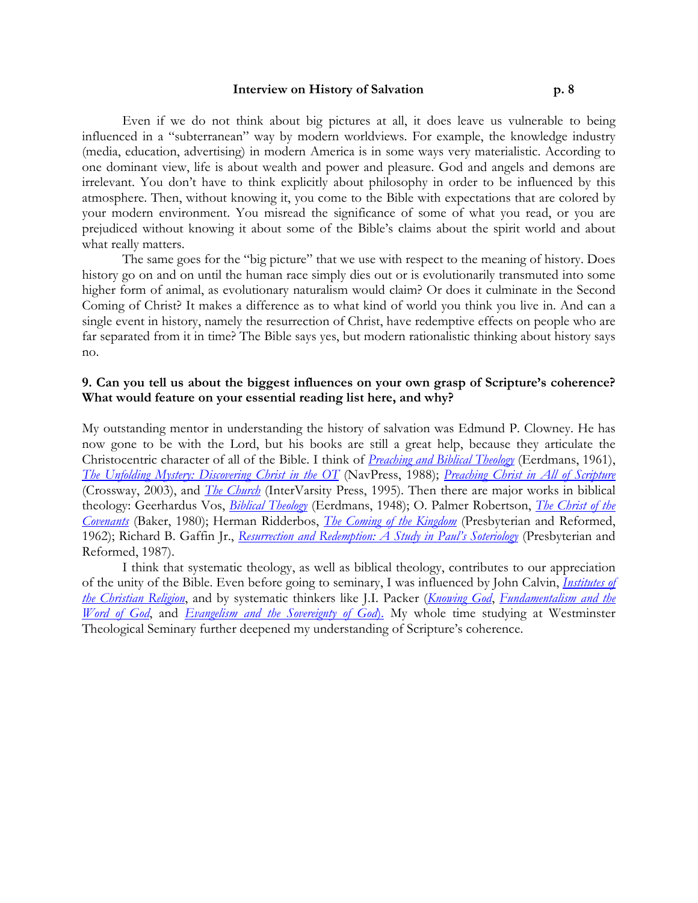Even if we do not think about big pictures at all, it does leave us vulnerable to being influenced in a "subterranean" way by modern worldviews. For example, the knowledge industry (media, education, advertising) in modern America is in some ways very materialistic. According to one dominant view, life is about wealth and power and pleasure. God and angels and demons are irrelevant. You don't have to think explicitly about philosophy in order to be influenced by this atmosphere. Then, without knowing it, you come to the Bible with expectations that are colored by your modern environment. You misread the significance of some of what you read, or you are prejudiced without knowing it about some of the Bible's claims about the spirit world and about what really matters.

The same goes for the "big picture" that we use with respect to the meaning of history. Does history go on and on until the human race simply dies out or is evolutionarily transmuted into some higher form of animal, as evolutionary naturalism would claim? Or does it culminate in the Second Coming of Christ? It makes a difference as to what kind of world you think you live in. And can a single event in history, namely the resurrection of Christ, have redemptive effects on people who are far separated from it in time? The Bible says yes, but modern rationalistic thinking about history says no.

**9. Can you tell us about the biggest influences on your own grasp of Scripture's coherence? What would feature on your essential reading list here, and why?**

My outstanding mentor in understanding the history of salvation was Edmund P. Clowney. He has now gone to be with the Lord, but his books are still a great help, because they articulate the Christocentric character of all of the Bible. I think of *Preaching and Biblical Theology* (Eerdmans, 1961), *The Unfolding Mystery: Discovering Christ in the OT* (NavPress, 1988); *Preaching Christ in All of Scripture* (Crossway, 2003), and *The Church* (InterVarsity Press, 1995). Then there are major works in biblical theology: Geerhardus Vos, *Biblical Theology* (Eerdmans, 1948); O. Palmer Robertson, *The Christ of the Covenants* (Baker, 1980); Herman Ridderbos, *The Coming of the Kingdom* (Presbyterian and Reformed, 1962); Richard B. Gaffin Jr., *Resurrection and Redemption: A Study in Paul's Soteriology* (Presbyterian and Reformed, 1987).

I think that systematic theology, as well as biblical theology, contributes to our appreciation of the unity of the Bible. Even before going to seminary, I was influenced by John Calvin, *Institutes of the Christian Religion*, and by systematic thinkers like J.I. Packer (*Knowing God*, *Fundamentalism and the Word of God*, and *Evangelism and the Sovereignty of God*). My whole time studying at Westminster Theological Seminary further deepened my understanding of Scripture's coherence.